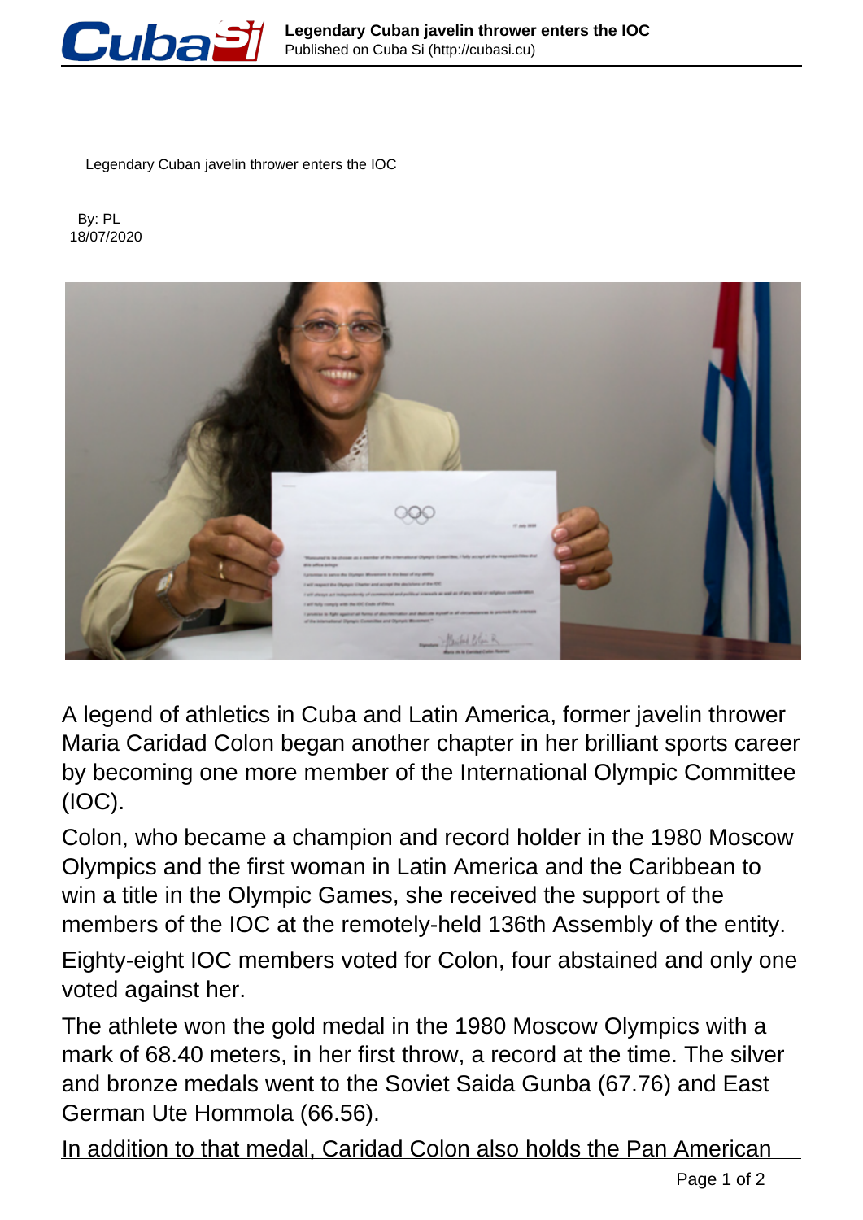# Legendary Cuban javelin thrower enters the IOC

By: PL
18/07/2020

A legend of athletics in Cuba and Latin America, former javelin thrower Maria Caridad Colon began another chapter in her brilliant sports career by becoming one more member of the International Olympic Committee (IOC).

Colon, who became a champion and record holder in the 1980 Moscow Olympics and the first woman in Latin America and the Caribbean to win a title in the Olympic Games, she received the support of the members of the IOC at the remotely-held 136th Assembly of the entity.

Eighty-eight IOC members voted for Colon, four abstained and only one voted against her.

The athlete won the gold medal in the 1980 Moscow Olympics with a mark of 68.40 meters, in her first throw, a record at the time. The silver and bronze medals went to the Soviet Saida Gunba (67.76) and East German Ute Hommola (66.56).

In addition to that medal, Caridad Colon also holds the Pan American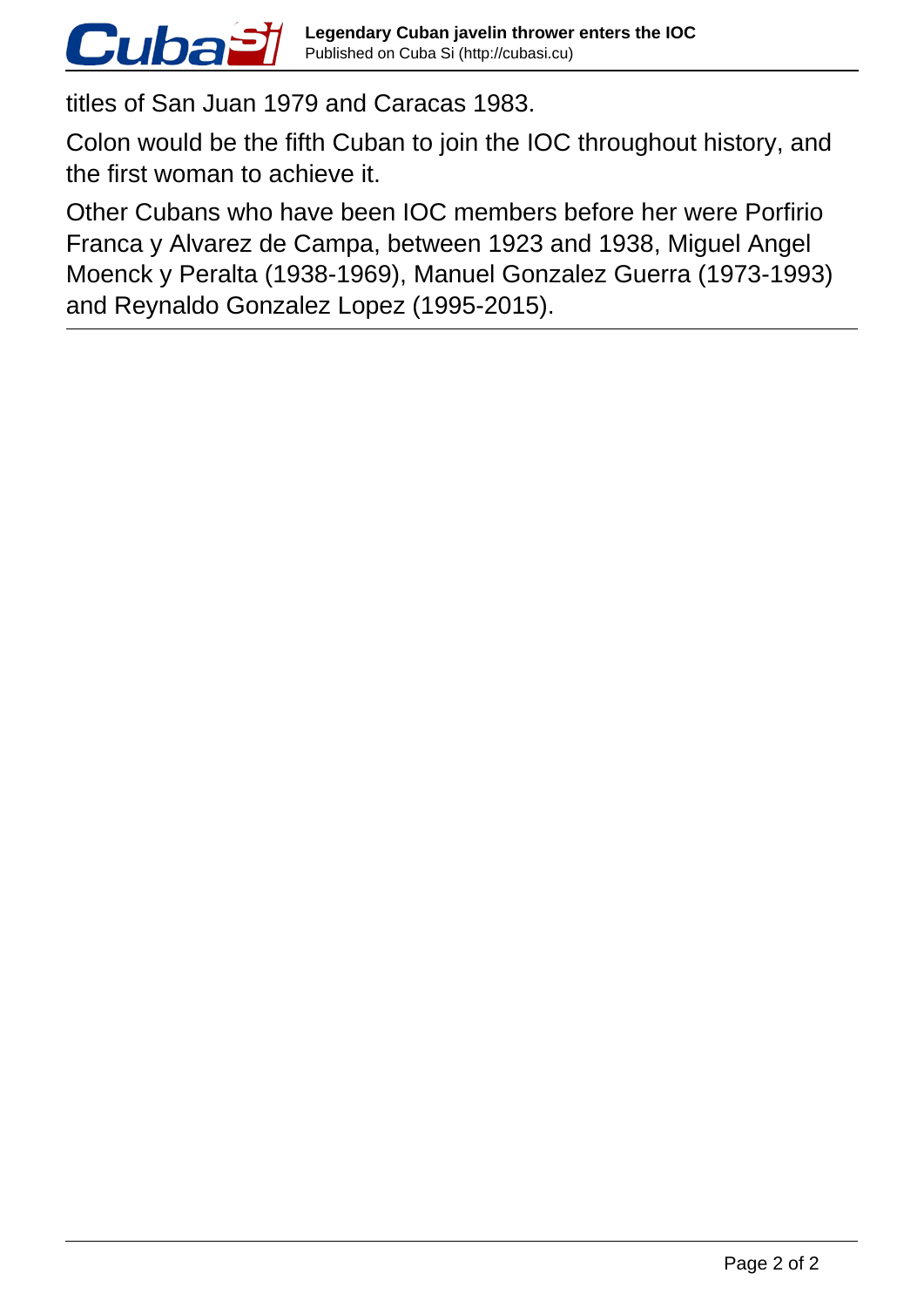titles of San Juan 1979 and Caracas 1983.

Colon would be the fifth Cuban to join the IOC throughout history, and the first woman to achieve it.

Other Cubans who have been IOC members before her were Porfirio Franca y Alvarez de Campa, between 1923 and 1938, Miguel Angel Moenck y Peralta (1938-1969), Manuel Gonzalez Guerra (1973-1993) and Reynaldo Gonzalez Lopez (1995-2015).